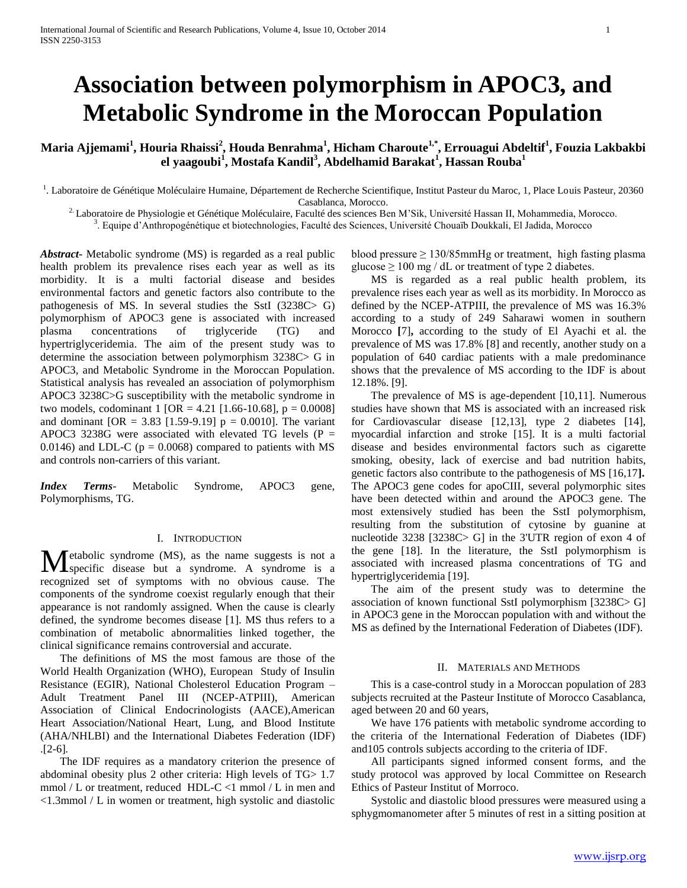# Association between polymorphism in APOC3, and Metabolic Syndrome in the Moroccan Population

**Maria Ajjemami[1], Houria Rhaissi[2], Houda Benrahma[1], Hicham Charoute[1,*], Errouagui Abdeltif[1], Fouzia Lakbakbi el yaagoubi[1], Mostafa Kandil[3], Abdelhamid Barakat[1], Hassan Rouba[1]**

[1]. Laboratoire de Génétique Moléculaire Humaine, Département de Recherche Scientifique, Institut Pasteur du Maroc, 1, Place Louis Pasteur, 20360 Casablanca, Morocco.

[2]. Laboratoire de Physiologie et Génétique Moléculaire, Faculté des sciences Ben M'Sik, Université Hassan II, Mohammedia, Morocco.

[3]. Equipe d'Anthropogénétique et biotechnologies, Faculté des Sciences, Université Chouaïb Doukkali, El Jadida, Morocco

***Abstract***- Metabolic syndrome (MS) is regarded as a real public health problem its prevalence rises each year as well as its morbidity. It is a multi factorial disease and besides environmental factors and genetic factors also contribute to the pathogenesis of MS. In several studies the SstI (3238C> G) polymorphism of APOC3 gene is associated with increased plasma concentrations of triglyceride (TG) and hypertriglyceridemia. The aim of the present study was to determine the association between polymorphism 3238C> G in APOC3, and Metabolic Syndrome in the Moroccan Population. Statistical analysis has revealed an association of polymorphism APOC3 3238C>G susceptibility with the metabolic syndrome in two models, codominant 1 [OR = 4.21 [1.66-10.68], p = 0.0008] and dominant [OR = 3.83 [1.59-9.19] p = 0.0010]. The variant APOC3 3238G were associated with elevated TG levels (P = 0.0146) and LDL-C (p = 0.0068) compared to patients with MS and controls non-carriers of this variant.

***Index Terms***- Metabolic Syndrome, APOC3 gene, Polymorphisms, TG.

## I. Introduction

Metabolic syndrome (MS), as the name suggests is not a specific disease but a syndrome. A syndrome is a recognized set of symptoms with no obvious cause. The components of the syndrome coexist regularly enough that their appearance is not randomly assigned. When the cause is clearly defined, the syndrome becomes disease [1]. MS thus refers to a combination of metabolic abnormalities linked together, the clinical significance remains controversial and accurate.

The definitions of MS the most famous are those of the World Health Organization (WHO), European Study of Insulin Resistance (EGIR), National Cholesterol Education Program – Adult Treatment Panel III (NCEP-ATPIII), American Association of Clinical Endocrinologists (AACE),American Heart Association/National Heart, Lung, and Blood Institute (AHA/NHLBI) and the International Diabetes Federation (IDF) .[2-6].

The IDF requires as a mandatory criterion the presence of abdominal obesity plus 2 other criteria: High levels of TG> 1.7 mmol / L or treatment, reduced HDL-C <1 mmol / L in men and <1.3mmol / L in women or treatment, high systolic and diastolic blood pressure ≥ 130/85mmHg or treatment, high fasting plasma glucose ≥ 100 mg / dL or treatment of type 2 diabetes.

MS is regarded as a real public health problem, its prevalence rises each year as well as its morbidity. In Morocco as defined by the NCEP-ATPIII, the prevalence of MS was 16.3% according to a study of 249 Saharawi women in southern Morocco **[**7]**,** according to the study of El Ayachi et al. the prevalence of MS was 17.8% [8] and recently, another study on a population of 640 cardiac patients with a male predominance shows that the prevalence of MS according to the IDF is about 12.18%. [9].

The prevalence of MS is age-dependent [10,11]. Numerous studies have shown that MS is associated with an increased risk for Cardiovascular disease [12,13], type 2 diabetes [14], myocardial infarction and stroke [15]. It is a multi factorial disease and besides environmental factors such as cigarette smoking, obesity, lack of exercise and bad nutrition habits, genetic factors also contribute to the pathogenesis of MS [16,17**].** The APOC3 gene codes for apoCIII, several polymorphic sites have been detected within and around the APOC3 gene. The most extensively studied has been the SstI polymorphism, resulting from the substitution of cytosine by guanine at nucleotide 3238 [3238C> G] in the 3'UTR region of exon 4 of the gene [18]. In the literature, the SstI polymorphism is associated with increased plasma concentrations of TG and hypertriglyceridemia [19].

The aim of the present study was to determine the association of known functional SstI polymorphism [3238C> G] in APOC3 gene in the Moroccan population with and without the MS as defined by the International Federation of Diabetes (IDF).

## II. Materials and Methods

This is a case-control study in a Moroccan population of 283 subjects recruited at the Pasteur Institute of Morocco Casablanca, aged between 20 and 60 years,

We have 176 patients with metabolic syndrome according to the criteria of the International Federation of Diabetes (IDF) and105 controls subjects according to the criteria of IDF.

All participants signed informed consent forms, and the study protocol was approved by local Committee on Research Ethics of Pasteur Institut of Morroco.

Systolic and diastolic blood pressures were measured using a sphygmomanometer after 5 minutes of rest in a sitting position at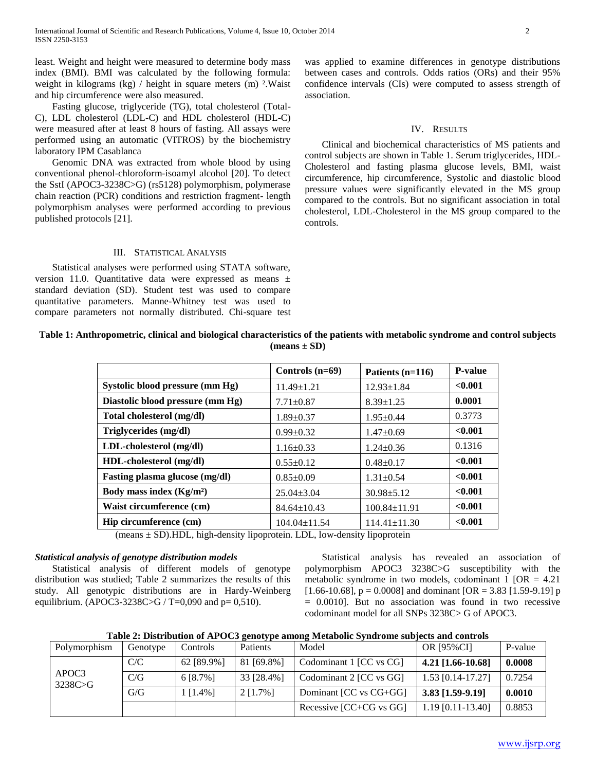least. Weight and height were measured to determine body mass index (BMI). BMI was calculated by the following formula: weight in kilograms (kg) / height in square meters (m) ².Waist and hip circumference were also measured.

Fasting glucose, triglyceride (TG), total cholesterol (Total-C), LDL cholesterol (LDL-C) and HDL cholesterol (HDL-C) were measured after at least 8 hours of fasting. All assays were performed using an automatic (VITROS) by the biochemistry laboratory IPM Casablanca

Genomic DNA was extracted from whole blood by using conventional phenol-chloroform-isoamyl alcohol [20]. To detect the SstI (APOC3-3238C>G) (rs5128) polymorphism, polymerase chain reaction (PCR) conditions and restriction fragment- length polymorphism analyses were performed according to previous published protocols [21].

## III. Statistical Analysis

Statistical analyses were performed using STATA software, version 11.0. Quantitative data were expressed as means ± standard deviation (SD). Student test was used to compare quantitative parameters. Manne-Whitney test was used to compare parameters not normally distributed. Chi-square test was applied to examine differences in genotype distributions between cases and controls. Odds ratios (ORs) and their 95% confidence intervals (CIs) were computed to assess strength of association.

## IV. Results

Clinical and biochemical characteristics of MS patients and control subjects are shown in Table 1. Serum triglycerides, HDL-Cholesterol and fasting plasma glucose levels, BMI, waist circumference, hip circumference, Systolic and diastolic blood pressure values were significantly elevated in the MS group compared to the controls. But no significant association in total cholesterol, LDL-Cholesterol in the MS group compared to the controls.

**Table 1: Anthropometric, clinical and biological characteristics of the patients with metabolic syndrome and control subjects (means ± SD)**

| | Controls (n=69) | Patients (n=116) | P-value |
|---|---|---|---|
| **Systolic blood pressure (mm Hg)** | 11.49±1.21 | 12.93±1.84 | **<0.001** |
| **Diastolic blood pressure (mm Hg)** | 7.71±0.87 | 8.39±1.25 | **0.0001** |
| **Total cholesterol (mg/dl)** | 1.89±0.37 | 1.95±0.44 | 0.3773 |
| **Triglycerides (mg/dl)** | 0.99±0.32 | 1.47±0.69 | **<0.001** |
| **LDL-cholesterol (mg/dl)** | 1.16±0.33 | 1.24±0.36 | 0.1316 |
| **HDL-cholesterol (mg/dl)** | 0.55±0.12 | 0.48±0.17 | **<0.001** |
| **Fasting plasma glucose (mg/dl)** | 0.85±0.09 | 1.31±0.54 | **<0.001** |
| **Body mass index (Kg/m²)** | 25.04±3.04 | 30.98±5.12 | **<0.001** |
| **Waist circumference (cm)** | 84.64±10.43 | 100.84±11.91 | **<0.001** |
| **Hip circumference (cm)** | 104.04±11.54 | 114.41±11.30 | **<0.001** |

(means ± SD).HDL, high-density lipoprotein. LDL, low-density lipoprotein

### *Statistical analysis of genotype distribution models*

Statistical analysis of different models of genotype distribution was studied; Table 2 summarizes the results of this study. All genotypic distributions are in Hardy-Weinberg equilibrium. (APOC3-3238C>G / T=0,090 and p= 0,510).

Statistical analysis has revealed an association of polymorphism APOC3 3238C>G susceptibility with the metabolic syndrome in two models, codominant 1 [OR = 4.21 [1.66-10.68], p = 0.0008] and dominant [OR = 3.83 [1.59-9.19] p = 0.0010]. But no association was found in two recessive codominant model for all SNPs 3238C> G of APOC3.

**Table 2: Distribution of APOC3 genotype among Metabolic Syndrome subjects and controls**

| Polymorphism | Genotype | Controls | Patients | Model | OR [95%CI] | P-value |
|---|---|---|---|---|---|---|
| APOC3 3238C>G | C/C | 62 [89.9%] | 81 [69.8%] | Codominant 1 [CC vs CG] | **4.21 [1.66-10.68]** | **0.0008** |
| | C/G | 6 [8.7%] | 33 [28.4%] | Codominant 2 [CC vs GG] | 1.53 [0.14-17.27] | 0.7254 |
| | G/G | 1 [1.4%] | 2 [1.7%] | Dominant [CC vs CG+GG] | **3.83 [1.59-9.19]** | **0.0010** |
| | | | | Recessive [CC+CG vs GG] | 1.19 [0.11-13.40] | 0.8853 |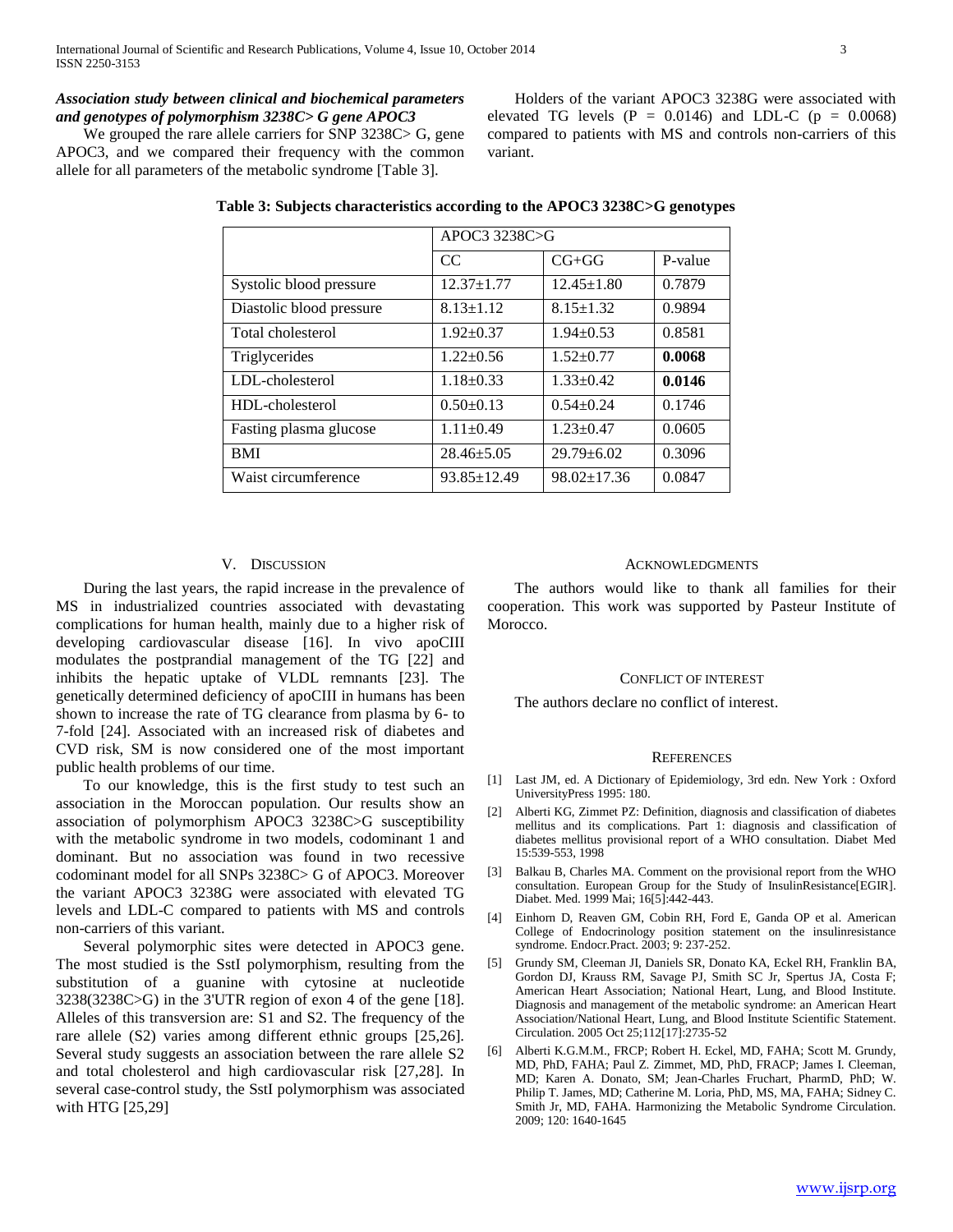***Association study between clinical and biochemical parameters and genotypes of polymorphism 3238C> G gene APOC3***

We grouped the rare allele carriers for SNP 3238C> G, gene APOC3, and we compared their frequency with the common allele for all parameters of the metabolic syndrome [Table 3].

Holders of the variant APOC3 3238G were associated with elevated TG levels (P = 0.0146) and LDL-C (p = 0.0068) compared to patients with MS and controls non-carriers of this variant.

**Table 3: Subjects characteristics according to the APOC3 3238C>G genotypes**

| | APOC3 3238C>G | | |
|---|---|---|---|
| | CC | CG+GG | P-value |
| Systolic blood pressure | 12.37±1.77 | 12.45±1.80 | 0.7879 |
| Diastolic blood pressure | 8.13±1.12 | 8.15±1.32 | 0.9894 |
| Total cholesterol | 1.92±0.37 | 1.94±0.53 | 0.8581 |
| Triglycerides | 1.22±0.56 | 1.52±0.77 | **0.0068** |
| LDL-cholesterol | 1.18±0.33 | 1.33±0.42 | **0.0146** |
| HDL-cholesterol | 0.50±0.13 | 0.54±0.24 | 0.1746 |
| Fasting plasma glucose | 1.11±0.49 | 1.23±0.47 | 0.0605 |
| BMI | 28.46±5.05 | 29.79±6.02 | 0.3096 |
| Waist circumference | 93.85±12.49 | 98.02±17.36 | 0.0847 |

## V. Discussion

During the last years, the rapid increase in the prevalence of MS in industrialized countries associated with devastating complications for human health, mainly due to a higher risk of developing cardiovascular disease [16]. In vivo apoCIII modulates the postprandial management of the TG [22] and inhibits the hepatic uptake of VLDL remnants [23]. The genetically determined deficiency of apoCIII in humans has been shown to increase the rate of TG clearance from plasma by 6- to 7-fold [24]. Associated with an increased risk of diabetes and CVD risk, SM is now considered one of the most important public health problems of our time.

To our knowledge, this is the first study to test such an association in the Moroccan population. Our results show an association of polymorphism APOC3 3238C>G susceptibility with the metabolic syndrome in two models, codominant 1 and dominant. But no association was found in two recessive codominant model for all SNPs 3238C> G of APOC3. Moreover the variant APOC3 3238G were associated with elevated TG levels and LDL-C compared to patients with MS and controls non-carriers of this variant.

Several polymorphic sites were detected in APOC3 gene. The most studied is the SstI polymorphism, resulting from the substitution of a guanine with cytosine at nucleotide 3238(3238C>G) in the 3'UTR region of exon 4 of the gene [18]. Alleles of this transversion are: S1 and S2. The frequency of the rare allele (S2) varies among different ethnic groups [25,26]. Several study suggests an association between the rare allele S2 and total cholesterol and high cardiovascular risk [27,28]. In several case-control study, the SstI polymorphism was associated with HTG [25,29]

## Acknowledgments

The authors would like to thank all families for their cooperation. This work was supported by Pasteur Institute of Morocco.

## Conflict of Interest

The authors declare no conflict of interest.

## References

[1] Last JM, ed. A Dictionary of Epidemiology, 3rd edn. New York : Oxford UniversityPress 1995: 180.

[2] Alberti KG, Zimmet PZ: Definition, diagnosis and classification of diabetes mellitus and its complications. Part 1: diagnosis and classification of diabetes mellitus provisional report of a WHO consultation. Diabet Med 15:539-553, 1998

[3] Balkau B, Charles MA. Comment on the provisional report from the WHO consultation. European Group for the Study of InsulinResistance[EGIR]. Diabet. Med. 1999 Mai; 16[5]:442-443.

[4] Einhorn D, Reaven GM, Cobin RH, Ford E, Ganda OP et al. American College of Endocrinology position statement on the insulinresistance syndrome. Endocr.Pract. 2003; 9: 237-252.

[5] Grundy SM, Cleeman JI, Daniels SR, Donato KA, Eckel RH, Franklin BA, Gordon DJ, Krauss RM, Savage PJ, Smith SC Jr, Spertus JA, Costa F; American Heart Association; National Heart, Lung, and Blood Institute. Diagnosis and management of the metabolic syndrome: an American Heart Association/National Heart, Lung, and Blood Institute Scientific Statement. Circulation. 2005 Oct 25;112[17]:2735-52

[6] Alberti K.G.M.M., FRCP; Robert H. Eckel, MD, FAHA; Scott M. Grundy, MD, PhD, FAHA; Paul Z. Zimmet, MD, PhD, FRACP; James I. Cleeman, MD; Karen A. Donato, SM; Jean-Charles Fruchart, PharmD, PhD; W. Philip T. James, MD; Catherine M. Loria, PhD, MS, MA, FAHA; Sidney C. Smith Jr, MD, FAHA. Harmonizing the Metabolic Syndrome Circulation. 2009; 120: 1640-1645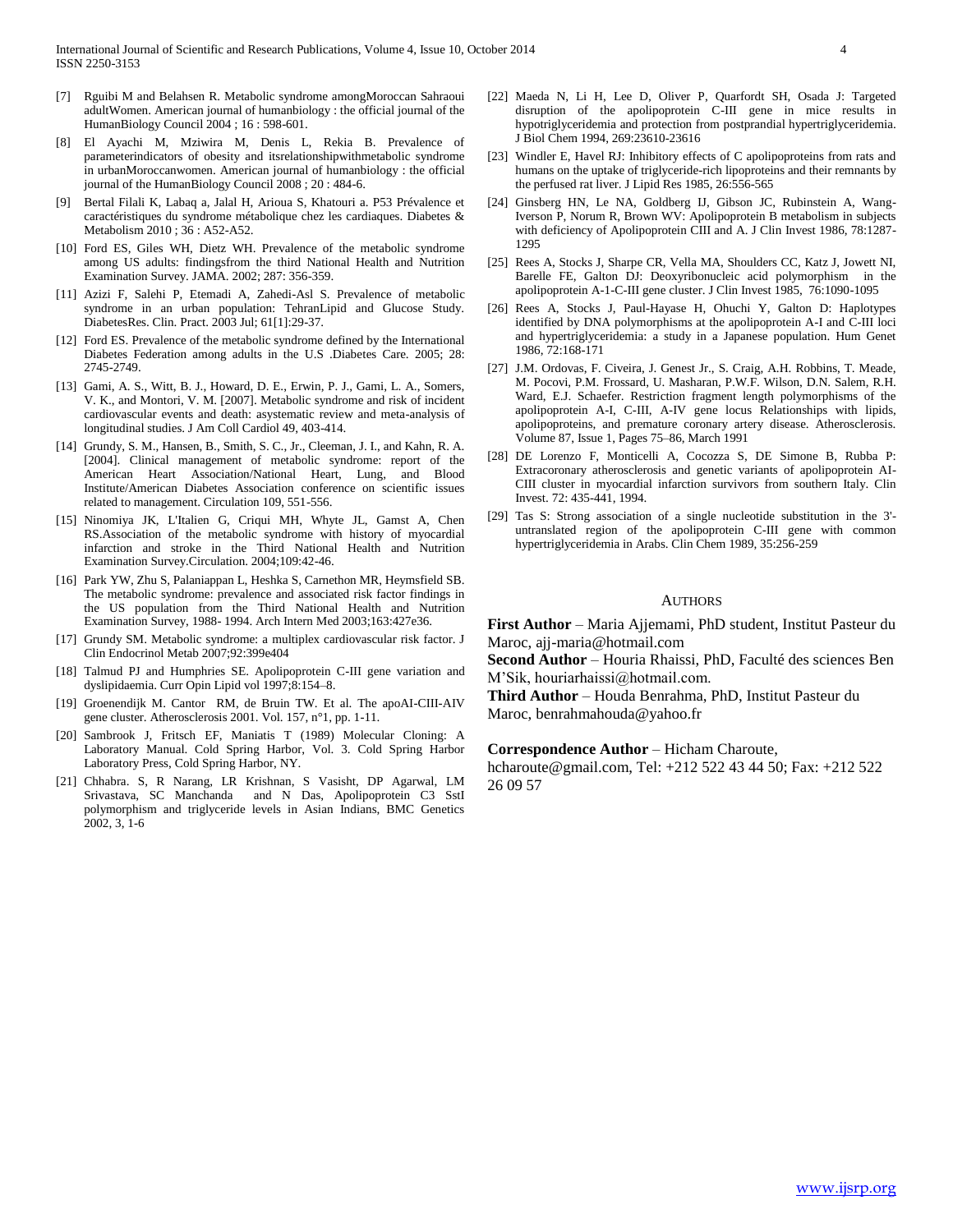[7] Rguibi M and Belahsen R. Metabolic syndrome amongMoroccan Sahraoui adultWomen. American journal of humanbiology : the official journal of the HumanBiology Council 2004 ; 16 : 598-601.

[8] El Ayachi M, Mziwira M, Denis L, Rekia B. Prevalence of parameterindicators of obesity and itsrelationshipwithmetabolic syndrome in urbanMoroccanwomen. American journal of humanbiology : the official journal of the HumanBiology Council 2008 ; 20 : 484-6.

[9] Bertal Filali K, Labaq a, Jalal H, Arioua S, Khatouri a. P53 Prévalence et caractéristiques du syndrome métabolique chez les cardiaques. Diabetes & Metabolism 2010 ; 36 : A52-A52.

[10] Ford ES, Giles WH, Dietz WH. Prevalence of the metabolic syndrome among US adults: findingsfrom the third National Health and Nutrition Examination Survey. JAMA. 2002; 287: 356-359.

[11] Azizi F, Salehi P, Etemadi A, Zahedi-Asl S. Prevalence of metabolic syndrome in an urban population: TehranLipid and Glucose Study. DiabetesRes. Clin. Pract. 2003 Jul; 61[1]:29-37.

[12] Ford ES. Prevalence of the metabolic syndrome defined by the International Diabetes Federation among adults in the U.S .Diabetes Care. 2005; 28: 2745-2749.

[13] Gami, A. S., Witt, B. J., Howard, D. E., Erwin, P. J., Gami, L. A., Somers, V. K., and Montori, V. M. [2007]. Metabolic syndrome and risk of incident cardiovascular events and death: asystematic review and meta-analysis of longitudinal studies. J Am Coll Cardiol 49, 403-414.

[14] Grundy, S. M., Hansen, B., Smith, S. C., Jr., Cleeman, J. I., and Kahn, R. A. [2004]. Clinical management of metabolic syndrome: report of the American Heart Association/National Heart, Lung, and Blood Institute/American Diabetes Association conference on scientific issues related to management. Circulation 109, 551-556.

[15] Ninomiya JK, L'Italien G, Criqui MH, Whyte JL, Gamst A, Chen RS.Association of the metabolic syndrome with history of myocardial infarction and stroke in the Third National Health and Nutrition Examination Survey.Circulation. 2004;109:42-46.

[16] Park YW, Zhu S, Palaniappan L, Heshka S, Carnethon MR, Heymsfield SB. The metabolic syndrome: prevalence and associated risk factor findings in the US population from the Third National Health and Nutrition Examination Survey, 1988- 1994. Arch Intern Med 2003;163:427e36.

[17] Grundy SM. Metabolic syndrome: a multiplex cardiovascular risk factor. J Clin Endocrinol Metab 2007;92:399e404

[18] Talmud PJ and Humphries SE. Apolipoprotein C-III gene variation and dyslipidaemia. Curr Opin Lipid vol 1997;8:154–8.

[19] Groenendijk M. Cantor RM, de Bruin TW. Et al. The apoAI-CIII-AIV gene cluster. Atherosclerosis 2001. Vol. 157, n°1, pp. 1-11.

[20] Sambrook J, Fritsch EF, Maniatis T (1989) Molecular Cloning: A Laboratory Manual. Cold Spring Harbor, Vol. 3. Cold Spring Harbor Laboratory Press, Cold Spring Harbor, NY.

[21] Chhabra. S, R Narang, LR Krishnan, S Vasisht, DP Agarwal, LM Srivastava, SC Manchanda and N Das, Apolipoprotein C3 SstI polymorphism and triglyceride levels in Asian Indians, BMC Genetics 2002, 3, 1-6

[22] Maeda N, Li H, Lee D, Oliver P, Quarfordt SH, Osada J: Targeted disruption of the apolipoprotein C-III gene in mice results in hypotriglyceridemia and protection from postprandial hypertriglyceridemia. J Biol Chem 1994, 269:23610-23616

[23] Windler E, Havel RJ: Inhibitory effects of C apolipoproteins from rats and humans on the uptake of triglyceride-rich lipoproteins and their remnants by the perfused rat liver. J Lipid Res 1985, 26:556-565

[24] Ginsberg HN, Le NA, Goldberg IJ, Gibson JC, Rubinstein A, Wang-Iverson P, Norum R, Brown WV: Apolipoprotein B metabolism in subjects with deficiency of Apolipoprotein CIII and A. J Clin Invest 1986, 78:1287-1295

[25] Rees A, Stocks J, Sharpe CR, Vella MA, Shoulders CC, Katz J, Jowett NI, Barelle FE, Galton DJ: Deoxyribonucleic acid polymorphism in the apolipoprotein A-1-C-III gene cluster. J Clin Invest 1985, 76:1090-1095

[26] Rees A, Stocks J, Paul-Hayase H, Ohuchi Y, Galton D: Haplotypes identified by DNA polymorphisms at the apolipoprotein A-I and C-III loci and hypertriglyceridemia: a study in a Japanese population. Hum Genet 1986, 72:168-171

[27] J.M. Ordovas, F. Civeira, J. Genest Jr., S. Craig, A.H. Robbins, T. Meade, M. Pocovi, P.M. Frossard, U. Masharan, P.W.F. Wilson, D.N. Salem, R.H. Ward, E.J. Schaefer. Restriction fragment length polymorphisms of the apolipoprotein A-I, C-III, A-IV gene locus Relationships with lipids, apolipoproteins, and premature coronary artery disease. Atherosclerosis. Volume 87, Issue 1, Pages 75–86, March 1991

[28] DE Lorenzo F, Monticelli A, Cocozza S, DE Simone B, Rubba P: Extracoronary atherosclerosis and genetic variants of apolipoprotein AI-CIII cluster in myocardial infarction survivors from southern Italy. Clin Invest. 72: 435-441, 1994.

[29] Tas S: Strong association of a single nucleotide substitution in the 3'-untranslated region of the apolipoprotein C-III gene with common hypertriglyceridemia in Arabs. Clin Chem 1989, 35:256-259

## Authors

**First Author** – Maria Ajjemami, PhD student, Institut Pasteur du Maroc, ajj-maria@hotmail.com

**Second Author** – Houria Rhaissi, PhD, Faculté des sciences Ben M'Sik, houriarhaissi@hotmail.com.

**Third Author** – Houda Benrahma, PhD, Institut Pasteur du Maroc, benrahmahouda@yahoo.fr

**Correspondence Author** – Hicham Charoute, hcharoute@gmail.com, Tel: +212 522 43 44 50; Fax: +212 522 26 09 57